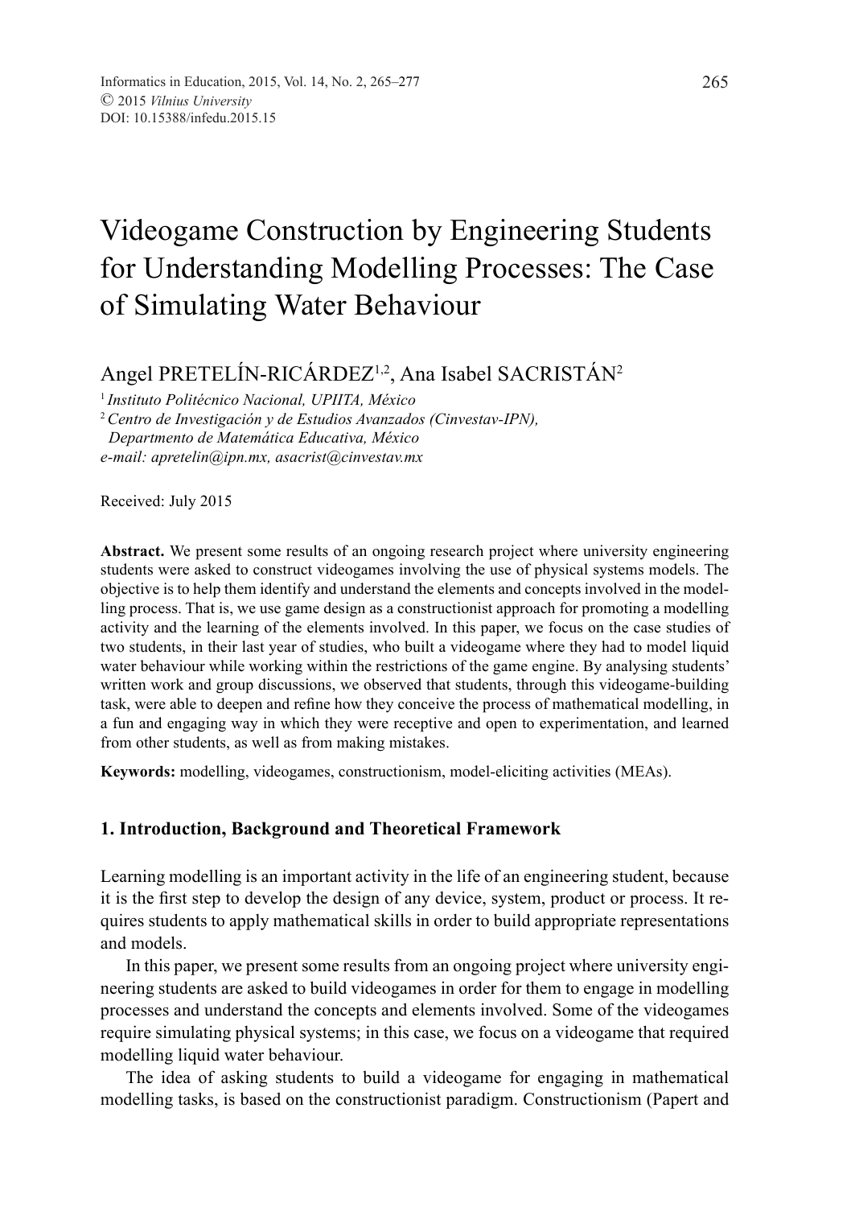# Videogame Construction by Engineering Students for Understanding Modelling Processes: The Case of Simulating Water Behaviour

Angel PRETELÍN-RICÁRDEZ[1,2], Ana Isabel SACRISTÁN[2]

[1] *Instituto Politécnico Nacional, UPIITA, México*
[2] *Centro de Investigación y de Estudios Avanzados (Cinvestav-IPN), Departmento de Matemática Educativa, México*
*e-mail: apretelin@ipn.mx, asacrist@cinvestav.mx*

Received: July 2015

**Abstract.** We present some results of an ongoing research project where university engineering students were asked to construct videogames involving the use of physical systems models. The objective is to help them identify and understand the elements and concepts involved in the modelling process. That is, we use game design as a constructionist approach for promoting a modelling activity and the learning of the elements involved. In this paper, we focus on the case studies of two students, in their last year of studies, who built a videogame where they had to model liquid water behaviour while working within the restrictions of the game engine. By analysing students' written work and group discussions, we observed that students, through this videogame-building task, were able to deepen and refine how they conceive the process of mathematical modelling, in a fun and engaging way in which they were receptive and open to experimentation, and learned from other students, as well as from making mistakes.

**Keywords:** modelling, videogames, constructionism, model-eliciting activities (MEAs).

## 1. Introduction, Background and Theoretical Framework

Learning modelling is an important activity in the life of an engineering student, because it is the first step to develop the design of any device, system, product or process. It requires students to apply mathematical skills in order to build appropriate representations and models.

In this paper, we present some results from an ongoing project where university engineering students are asked to build videogames in order for them to engage in modelling processes and understand the concepts and elements involved. Some of the videogames require simulating physical systems; in this case, we focus on a videogame that required modelling liquid water behaviour.

The idea of asking students to build a videogame for engaging in mathematical modelling tasks, is based on the constructionist paradigm. Constructionism (Papert and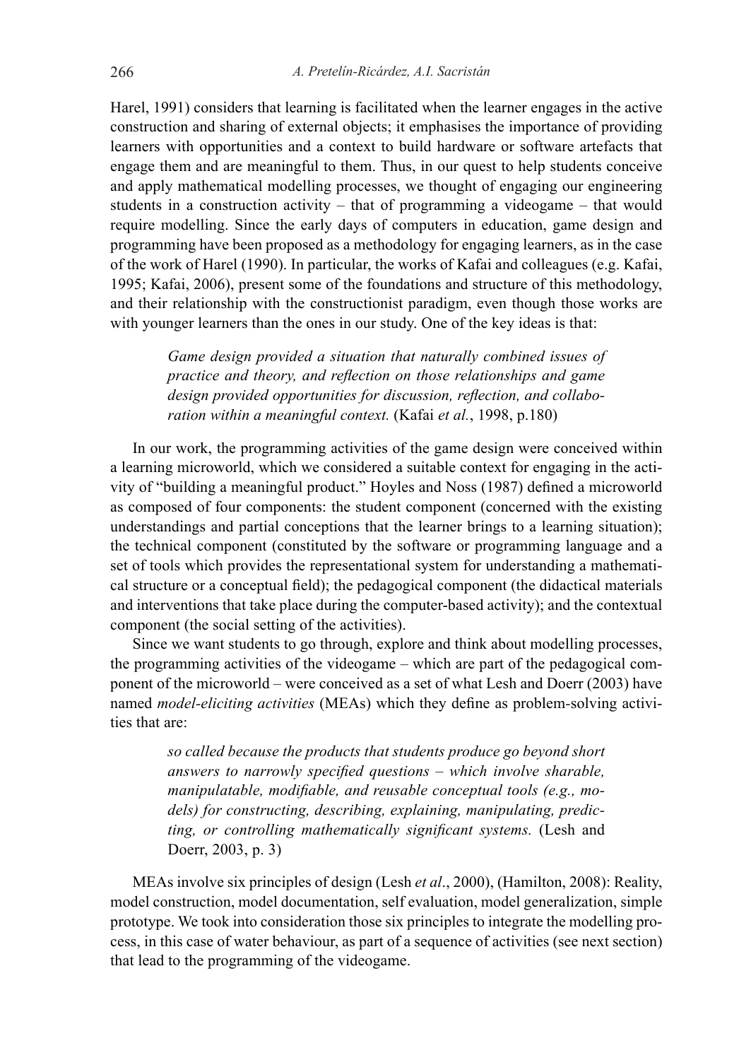Harel, 1991) considers that learning is facilitated when the learner engages in the active construction and sharing of external objects; it emphasises the importance of providing learners with opportunities and a context to build hardware or software artefacts that engage them and are meaningful to them. Thus, in our quest to help students conceive and apply mathematical modelling processes, we thought of engaging our engineering students in a construction activity – that of programming a videogame – that would require modelling. Since the early days of computers in education, game design and programming have been proposed as a methodology for engaging learners, as in the case of the work of Harel (1990). In particular, the works of Kafai and colleagues (e.g. Kafai, 1995; Kafai, 2006), present some of the foundations and structure of this methodology, and their relationship with the constructionist paradigm, even though those works are with younger learners than the ones in our study. One of the key ideas is that:

> *Game design provided a situation that naturally combined issues of practice and theory, and reflection on those relationships and game design provided opportunities for discussion, reflection, and collaboration within a meaningful context.* (Kafai *et al.*, 1998, p.180)

In our work, the programming activities of the game design were conceived within a learning microworld, which we considered a suitable context for engaging in the activity of "building a meaningful product." Hoyles and Noss (1987) defined a microworld as composed of four components: the student component (concerned with the existing understandings and partial conceptions that the learner brings to a learning situation); the technical component (constituted by the software or programming language and a set of tools which provides the representational system for understanding a mathematical structure or a conceptual field); the pedagogical component (the didactical materials and interventions that take place during the computer-based activity); and the contextual component (the social setting of the activities).

Since we want students to go through, explore and think about modelling processes, the programming activities of the videogame – which are part of the pedagogical component of the microworld – were conceived as a set of what Lesh and Doerr (2003) have named *model-eliciting activities* (MEAs) which they define as problem-solving activities that are:

> *so called because the products that students produce go beyond short answers to narrowly specified questions – which involve sharable, manipulatable, modifiable, and reusable conceptual tools (e.g., models) for constructing, describing, explaining, manipulating, predicting, or controlling mathematically significant systems.* (Lesh and Doerr, 2003, p. 3)

MEAs involve six principles of design (Lesh *et al*., 2000), (Hamilton, 2008): Reality, model construction, model documentation, self evaluation, model generalization, simple prototype. We took into consideration those six principles to integrate the modelling process, in this case of water behaviour, as part of a sequence of activities (see next section) that lead to the programming of the videogame.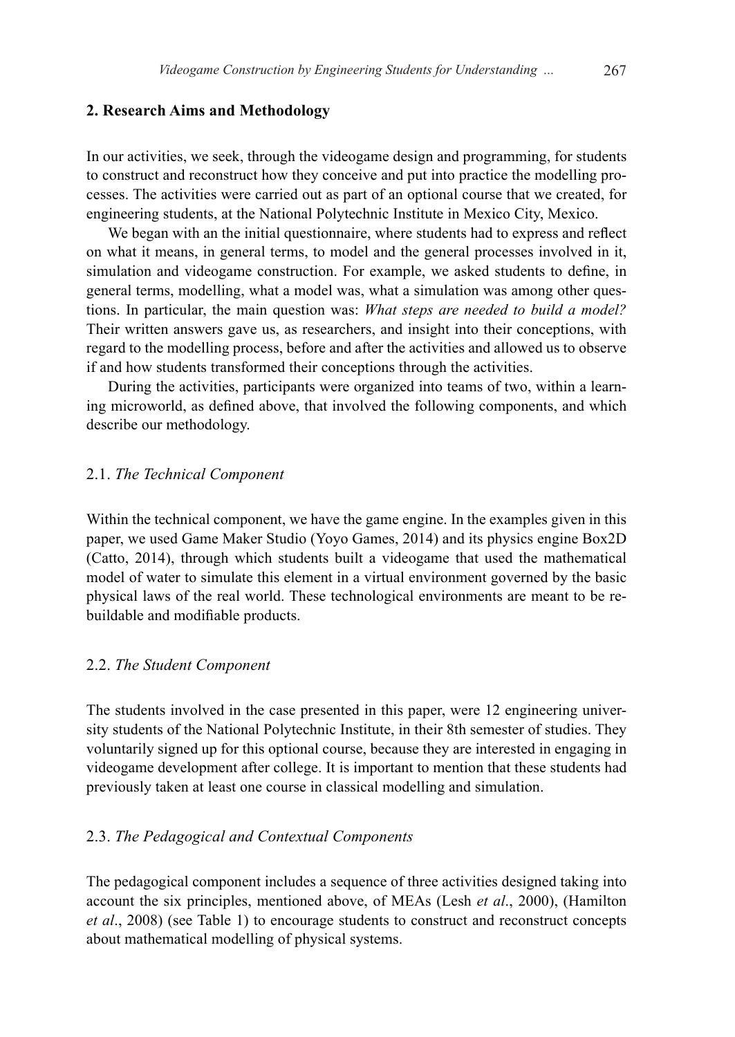## 2. Research Aims and Methodology

In our activities, we seek, through the videogame design and programming, for students to construct and reconstruct how they conceive and put into practice the modelling processes. The activities were carried out as part of an optional course that we created, for engineering students, at the National Polytechnic Institute in Mexico City, Mexico.

We began with an the initial questionnaire, where students had to express and reflect on what it means, in general terms, to model and the general processes involved in it, simulation and videogame construction. For example, we asked students to define, in general terms, modelling, what a model was, what a simulation was among other questions. In particular, the main question was: *What steps are needed to build a model?* Their written answers gave us, as researchers, and insight into their conceptions, with regard to the modelling process, before and after the activities and allowed us to observe if and how students transformed their conceptions through the activities.

During the activities, participants were organized into teams of two, within a learning microworld, as defined above, that involved the following components, and which describe our methodology.

### 2.1. *The Technical Component*

Within the technical component, we have the game engine. In the examples given in this paper, we used Game Maker Studio (Yoyo Games, 2014) and its physics engine Box2D (Catto, 2014), through which students built a videogame that used the mathematical model of water to simulate this element in a virtual environment governed by the basic physical laws of the real world. These technological environments are meant to be rebuildable and modifiable products.

### 2.2. *The Student Component*

The students involved in the case presented in this paper, were 12 engineering university students of the National Polytechnic Institute, in their 8th semester of studies. They voluntarily signed up for this optional course, because they are interested in engaging in videogame development after college. It is important to mention that these students had previously taken at least one course in classical modelling and simulation.

### 2.3. *The Pedagogical and Contextual Components*

The pedagogical component includes a sequence of three activities designed taking into account the six principles, mentioned above, of MEAs (Lesh *et al*., 2000), (Hamilton *et al*., 2008) (see Table 1) to encourage students to construct and reconstruct concepts about mathematical modelling of physical systems.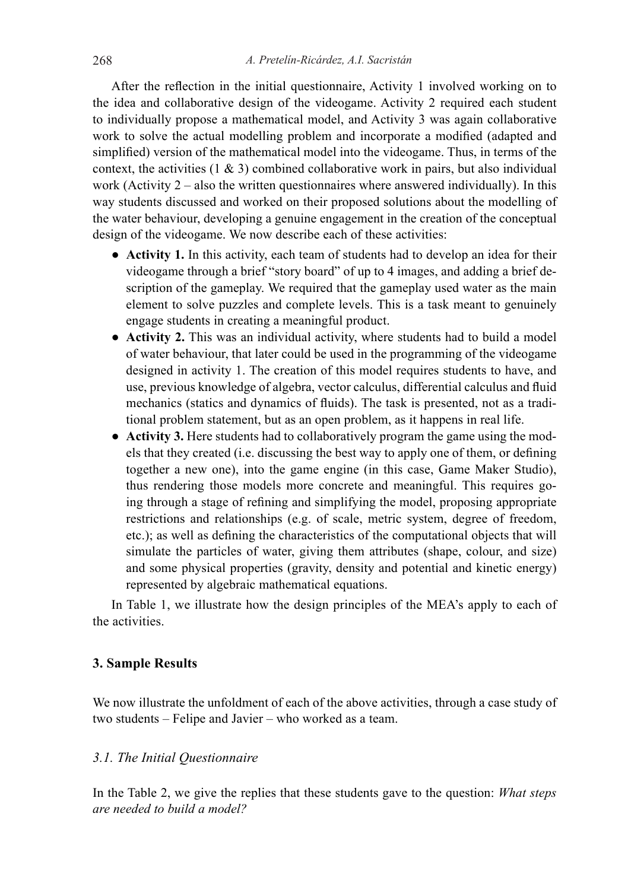After the reflection in the initial questionnaire, Activity 1 involved working on to the idea and collaborative design of the videogame. Activity 2 required each student to individually propose a mathematical model, and Activity 3 was again collaborative work to solve the actual modelling problem and incorporate a modified (adapted and simplified) version of the mathematical model into the videogame. Thus, in terms of the context, the activities (1 & 3) combined collaborative work in pairs, but also individual work (Activity 2 – also the written questionnaires where answered individually). In this way students discussed and worked on their proposed solutions about the modelling of the water behaviour, developing a genuine engagement in the creation of the conceptual design of the videogame. We now describe each of these activities:

- **Activity 1.** In this activity, each team of students had to develop an idea for their videogame through a brief "story board" of up to 4 images, and adding a brief description of the gameplay. We required that the gameplay used water as the main element to solve puzzles and complete levels. This is a task meant to genuinely engage students in creating a meaningful product.
- **Activity 2.** This was an individual activity, where students had to build a model of water behaviour, that later could be used in the programming of the videogame designed in activity 1. The creation of this model requires students to have, and use, previous knowledge of algebra, vector calculus, differential calculus and fluid mechanics (statics and dynamics of fluids). The task is presented, not as a traditional problem statement, but as an open problem, as it happens in real life.
- **Activity 3.** Here students had to collaboratively program the game using the models that they created (i.e. discussing the best way to apply one of them, or defining together a new one), into the game engine (in this case, Game Maker Studio), thus rendering those models more concrete and meaningful. This requires going through a stage of refining and simplifying the model, proposing appropriate restrictions and relationships (e.g. of scale, metric system, degree of freedom, etc.); as well as defining the characteristics of the computational objects that will simulate the particles of water, giving them attributes (shape, colour, and size) and some physical properties (gravity, density and potential and kinetic energy) represented by algebraic mathematical equations.

In Table 1, we illustrate how the design principles of the MEA's apply to each of the activities.

## 3. Sample Results

We now illustrate the unfoldment of each of the above activities, through a case study of two students – Felipe and Javier – who worked as a team.

### 3.1. The Initial Questionnaire

In the Table 2, we give the replies that these students gave to the question: *What steps are needed to build a model?*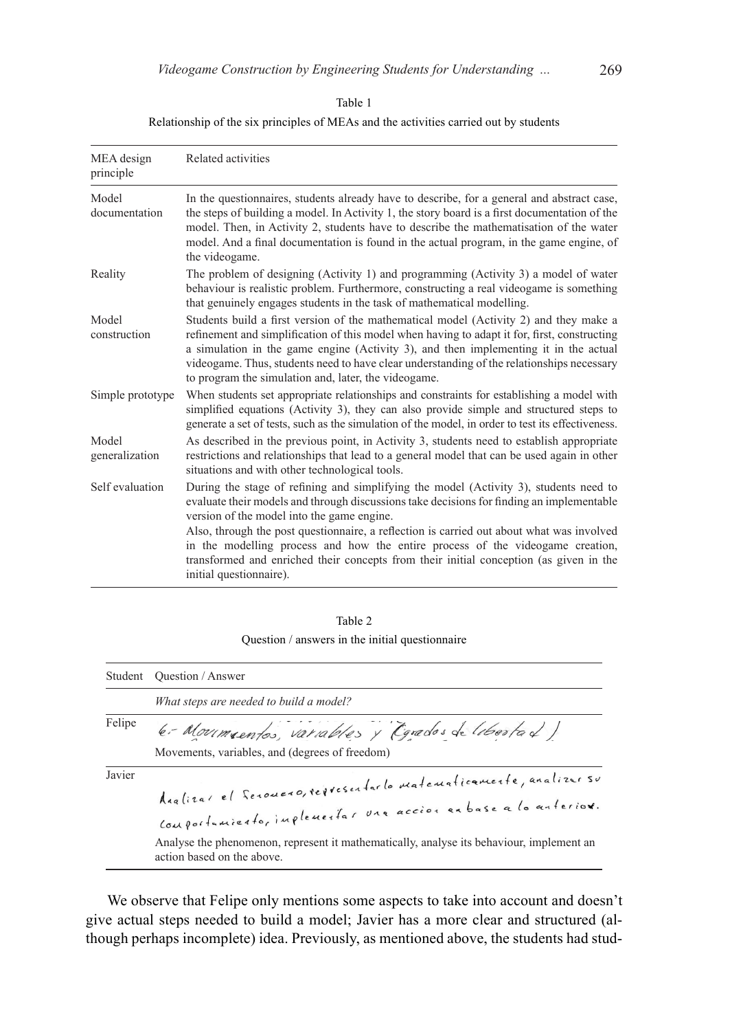Table 1

Relationship of the six principles of MEAs and the activities carried out by students

| MEA design principle | Related activities |
|---|---|
| Model documentation | In the questionnaires, students already have to describe, for a general and abstract case, the steps of building a model. In Activity 1, the story board is a first documentation of the model. Then, in Activity 2, students have to describe the mathematisation of the water model. And a final documentation is found in the actual program, in the game engine, of the videogame. |
| Reality | The problem of designing (Activity 1) and programming (Activity 3) a model of water behaviour is realistic problem. Furthermore, constructing a real videogame is something that genuinely engages students in the task of mathematical modelling. |
| Model construction | Students build a first version of the mathematical model (Activity 2) and they make a refinement and simplification of this model when having to adapt it for, first, constructing a simulation in the game engine (Activity 3), and then implementing it in the actual videogame. Thus, students need to have clear understanding of the relationships necessary to program the simulation and, later, the videogame. |
| Simple prototype | When students set appropriate relationships and constraints for establishing a model with simplified equations (Activity 3), they can also provide simple and structured steps to generate a set of tests, such as the simulation of the model, in order to test its effectiveness. |
| Model generalization | As described in the previous point, in Activity 3, students need to establish appropriate restrictions and relationships that lead to a general model that can be used again in other situations and with other technological tools. |
| Self evaluation | During the stage of refining and simplifying the model (Activity 3), students need to evaluate their models and through discussions take decisions for finding an implementable version of the model into the game engine.<br>Also, through the post questionnaire, a reflection is carried out about what was involved in the modelling process and how the entire process of the videogame creation, transformed and enriched their concepts from their initial conception (as given in the initial questionnaire). |

Table 2

Question / answers in the initial questionnaire

| Student | Question / Answer |
|---|---|
| | *What steps are needed to build a model?* |
| Felipe | 6.- Movimientos, variables y (grados de libertad)<br>Movements, variables, and (degrees of freedom) |
| Javier | Analizar el fenómeno, representarlo matemáticamente, analizar su comportamiento, implementar una acción en base a lo anterior.<br>Analyse the phenomenon, represent it mathematically, analyse its behaviour, implement an action based on the above. |

We observe that Felipe only mentions some aspects to take into account and doesn't give actual steps needed to build a model; Javier has a more clear and structured (although perhaps incomplete) idea. Previously, as mentioned above, the students had stud-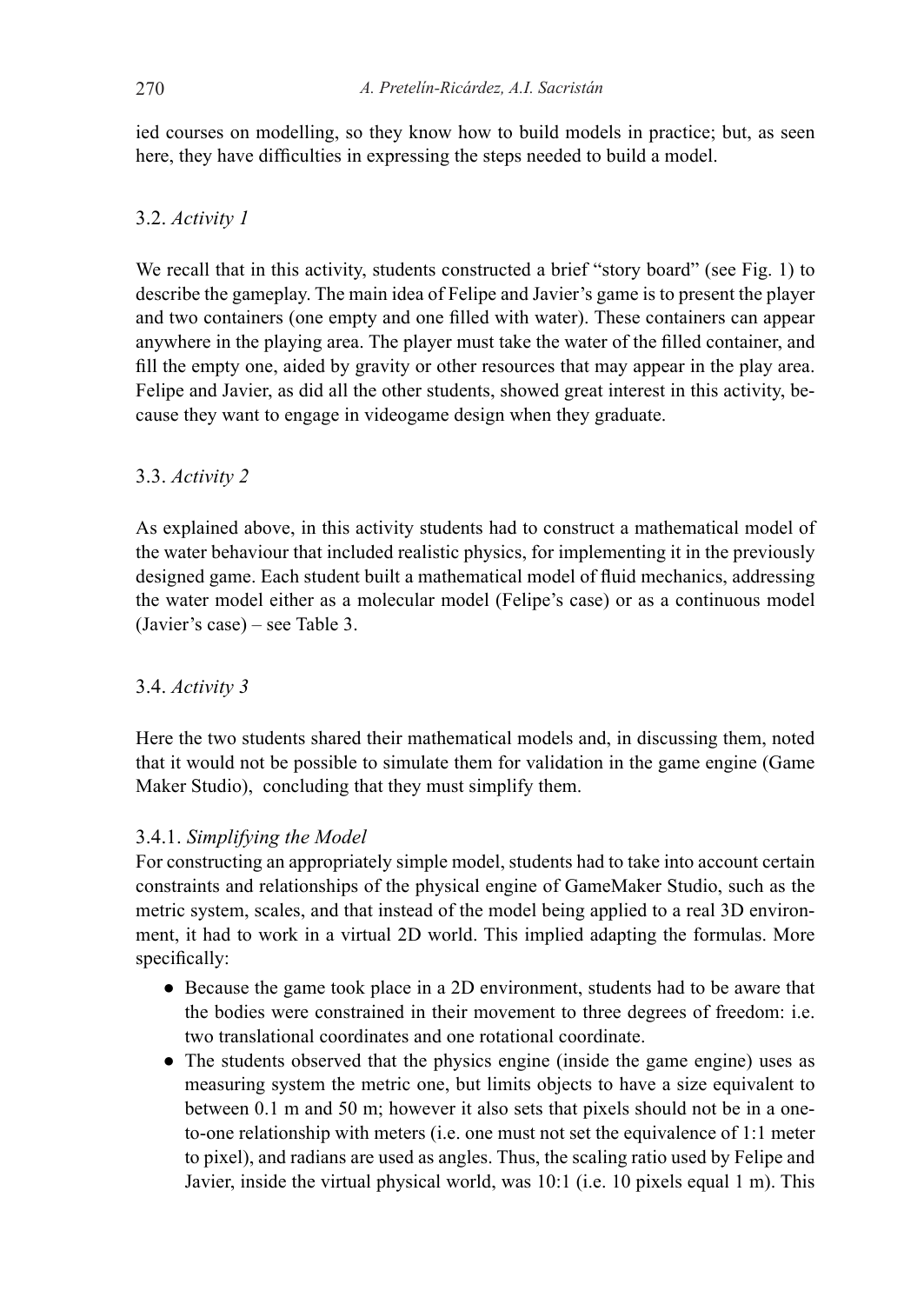ied courses on modelling, so they know how to build models in practice; but, as seen here, they have difficulties in expressing the steps needed to build a model.

### 3.2. *Activity 1*

We recall that in this activity, students constructed a brief "story board" (see Fig. 1) to describe the gameplay. The main idea of Felipe and Javier's game is to present the player and two containers (one empty and one filled with water). These containers can appear anywhere in the playing area. The player must take the water of the filled container, and fill the empty one, aided by gravity or other resources that may appear in the play area. Felipe and Javier, as did all the other students, showed great interest in this activity, because they want to engage in videogame design when they graduate.

### 3.3. *Activity 2*

As explained above, in this activity students had to construct a mathematical model of the water behaviour that included realistic physics, for implementing it in the previously designed game. Each student built a mathematical model of fluid mechanics, addressing the water model either as a molecular model (Felipe's case) or as a continuous model (Javier's case) – see Table 3.

### 3.4. *Activity 3*

Here the two students shared their mathematical models and, in discussing them, noted that it would not be possible to simulate them for validation in the game engine (Game Maker Studio), concluding that they must simplify them.

#### 3.4.1. *Simplifying the Model*

For constructing an appropriately simple model, students had to take into account certain constraints and relationships of the physical engine of GameMaker Studio, such as the metric system, scales, and that instead of the model being applied to a real 3D environment, it had to work in a virtual 2D world. This implied adapting the formulas. More specifically:

- Because the game took place in a 2D environment, students had to be aware that the bodies were constrained in their movement to three degrees of freedom: i.e. two translational coordinates and one rotational coordinate.
- The students observed that the physics engine (inside the game engine) uses as measuring system the metric one, but limits objects to have a size equivalent to between 0.1 m and 50 m; however it also sets that pixels should not be in a one-to-one relationship with meters (i.e. one must not set the equivalence of 1:1 meter to pixel), and radians are used as angles. Thus, the scaling ratio used by Felipe and Javier, inside the virtual physical world, was 10:1 (i.e. 10 pixels equal 1 m). This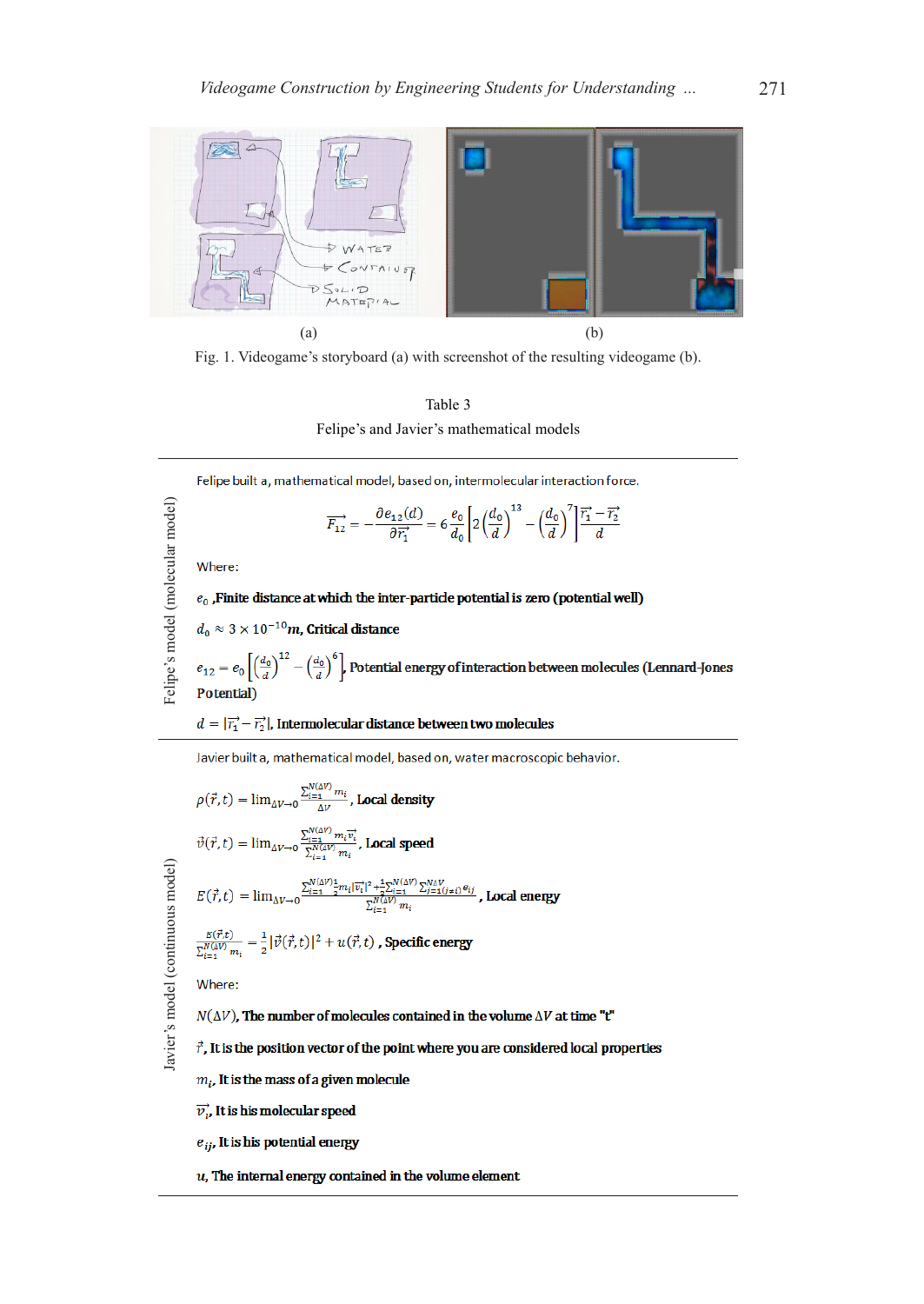Fig. 1. Videogame's storyboard (a) with screenshot of the resulting videogame (b).

Table 3

Felipe's and Javier's mathematical models

**Felipe's model (molecular model)**

Felipe built a, mathematical model, based on, intermolecular interaction force.

$$\overrightarrow{F_{12}} = -\frac{\partial e_{12}(d)}{\partial \overrightarrow{r_1}} = 6\frac{e_0}{d_0}\left[2\left(\frac{d_0}{d}\right)^{13} - \left(\frac{d_0}{d}\right)^{7}\right]\frac{\overrightarrow{r_1}-\overrightarrow{r_2}}{d}$$

Where:

$e_0$ ,Finite distance at which the inter-particle potential is zero (potential well)

$d_0 \approx 3 \times 10^{-10}m$, Critical distance

$e_{12} = e_0\left[\left(\frac{d_0}{d}\right)^{12} - \left(\frac{d_0}{d}\right)^{6}\right]$, Potential energy of interaction between molecules (Lennard-Jones Potential)

$d = |\overrightarrow{r_1} - \overrightarrow{r_2}|$, Intermolecular distance between two molecules

**Javier's model (continuous model)**

Javier built a, mathematical model, based on, water macroscopic behavior.

$\rho(\vec{r},t) = \lim_{\Delta V \to 0} \frac{\sum_{i=1}^{N(\Delta V)} m_i}{\Delta V}$, Local density

$\vec{v}(\vec{r},t) = \lim_{\Delta V \to 0} \frac{\sum_{i=1}^{N(\Delta V)} m_i \vec{v_i}}{\sum_{i=1}^{N(\Delta V)} m_i}$, Local speed

$E(\vec{r},t) = \lim_{\Delta V \to 0} \frac{\sum_{i=1}^{N(\Delta V)} \frac{1}{2} m_i |\vec{v_i}|^2 + \frac{1}{2}\sum_{i=1}^{N(\Delta V)} \sum_{j=1 (j \neq i)}^{N \Delta V} e_{ij}}{\sum_{i=1}^{N(\Delta V)} m_i}$, Local energy

$\frac{E(\vec{r},t)}{\sum_{i=1}^{N(\Delta V)} m_i} = \frac{1}{2}|\vec{v}(\vec{r},t)|^2 + u(\vec{r},t)$ , Specific energy

Where:

$N(\Delta V)$, The number of molecules contained in the volume $\Delta V$ at time "t"

$\vec{r}$, It is the position vector of the point where you are considered local properties

$m_i$, It is the mass of a given molecule

$\vec{v_i}$, It is his molecular speed

$e_{ij}$, It is his potential energy

$u$, The internal energy contained in the volume element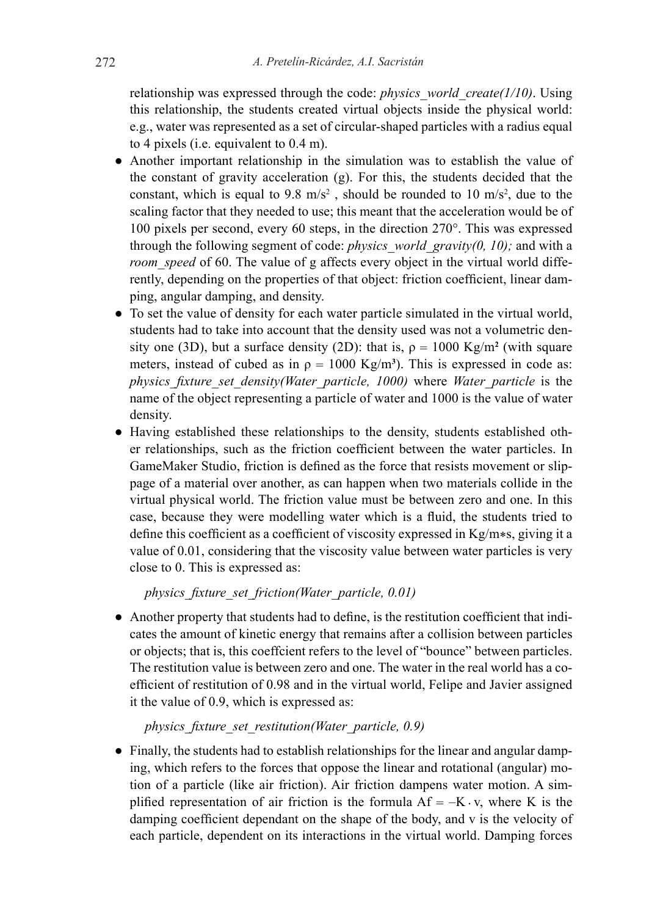relationship was expressed through the code: *physics_world_create(1/10)*. Using this relationship, the students created virtual objects inside the physical world: e.g., water was represented as a set of circular-shaped particles with a radius equal to 4 pixels (i.e. equivalent to 0.4 m).

- Another important relationship in the simulation was to establish the value of the constant of gravity acceleration (g). For this, the students decided that the constant, which is equal to 9.8 $m/s^2$ , should be rounded to 10 $m/s^2$, due to the scaling factor that they needed to use; this meant that the acceleration would be of 100 pixels per second, every 60 steps, in the direction 270°. This was expressed through the following segment of code: *physics_world_gravity(0, 10);* and with a *room_speed* of 60. The value of g affects every object in the virtual world differently, depending on the properties of that object: friction coefficient, linear damping, angular damping, and density.
- To set the value of density for each water particle simulated in the virtual world, students had to take into account that the density used was not a volumetric density one (3D), but a surface density (2D): that is, $\rho = 1000$ $Kg/m^2$ (with square meters, instead of cubed as in $\rho = 1000$ $Kg/m^3$). This is expressed in code as: *physics_fixture_set_density(Water_particle, 1000)* where *Water_particle* is the name of the object representing a particle of water and 1000 is the value of water density.
- Having established these relationships to the density, students established other relationships, such as the friction coefficient between the water particles. In GameMaker Studio, friction is defined as the force that resists movement or slippage of a material over another, as can happen when two materials collide in the virtual physical world. The friction value must be between zero and one. In this case, because they were modelling water which is a fluid, the students tried to define this coefficient as a coefficient of viscosity expressed in Kg/m∗s, giving it a value of 0.01, considering that the viscosity value between water particles is very close to 0. This is expressed as:

  *physics_fixture_set_friction(Water_particle, 0.01)*

- Another property that students had to define, is the restitution coefficient that indicates the amount of kinetic energy that remains after a collision between particles or objects; that is, this coeffcient refers to the level of "bounce" between particles. The restitution value is between zero and one. The water in the real world has a coefficient of restitution of 0.98 and in the virtual world, Felipe and Javier assigned it the value of 0.9, which is expressed as:

  *physics_fixture_set_restitution(Water_particle, 0.9)*

- Finally, the students had to establish relationships for the linear and angular damping, which refers to the forces that oppose the linear and rotational (angular) motion of a particle (like air friction). Air friction dampens water motion. A simplified representation of air friction is the formula $Af = -K \cdot v$, where K is the damping coefficient dependant on the shape of the body, and v is the velocity of each particle, dependent on its interactions in the virtual world. Damping forces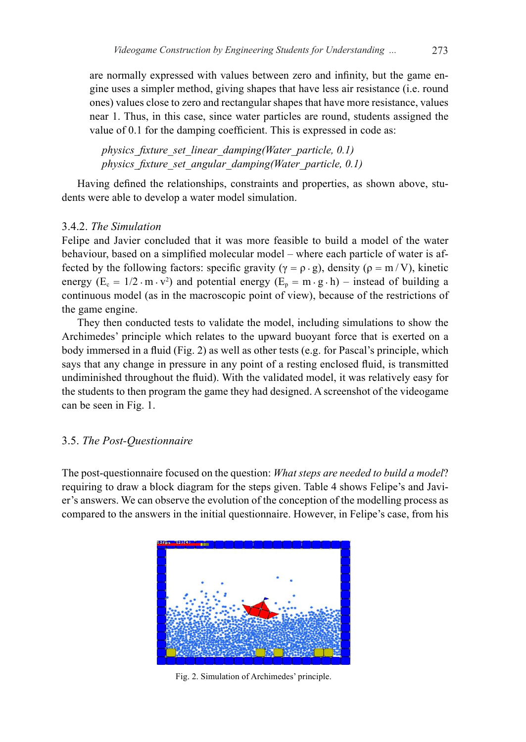are normally expressed with values between zero and infinity, but the game engine uses a simpler method, giving shapes that have less air resistance (i.e. round ones) values close to zero and rectangular shapes that have more resistance, values near 1. Thus, in this case, since water particles are round, students assigned the value of 0.1 for the damping coefficient. This is expressed in code as:

*physics_fixture_set_linear_damping(Water_particle, 0.1)*
*physics_fixture_set_angular_damping(Water_particle, 0.1)*

Having defined the relationships, constraints and properties, as shown above, students were able to develop a water model simulation.

### 3.4.2. *The Simulation*

Felipe and Javier concluded that it was more feasible to build a model of the water behaviour, based on a simplified molecular model – where each particle of water is affected by the following factors: specific gravity ($\gamma = \rho \cdot g$), density ($\rho = m / V$), kinetic energy ($E_c = 1/2 \cdot m \cdot v^2$) and potential energy ($E_p = m \cdot g \cdot h$) – instead of building a continuous model (as in the macroscopic point of view), because of the restrictions of the game engine.

They then conducted tests to validate the model, including simulations to show the Archimedes' principle which relates to the upward buoyant force that is exerted on a body immersed in a fluid (Fig. 2) as well as other tests (e.g. for Pascal's principle, which says that any change in pressure in any point of a resting enclosed fluid, is transmitted undiminished throughout the fluid). With the validated model, it was relatively easy for the students to then program the game they had designed. A screenshot of the videogame can be seen in Fig. 1.

## 3.5. *The Post-Questionnaire*

The post-questionnaire focused on the question: *What steps are needed to build a model*? requiring to draw a block diagram for the steps given. Table 4 shows Felipe's and Javier's answers. We can observe the evolution of the conception of the modelling process as compared to the answers in the initial questionnaire. However, in Felipe's case, from his

Fig. 2. Simulation of Archimedes' principle.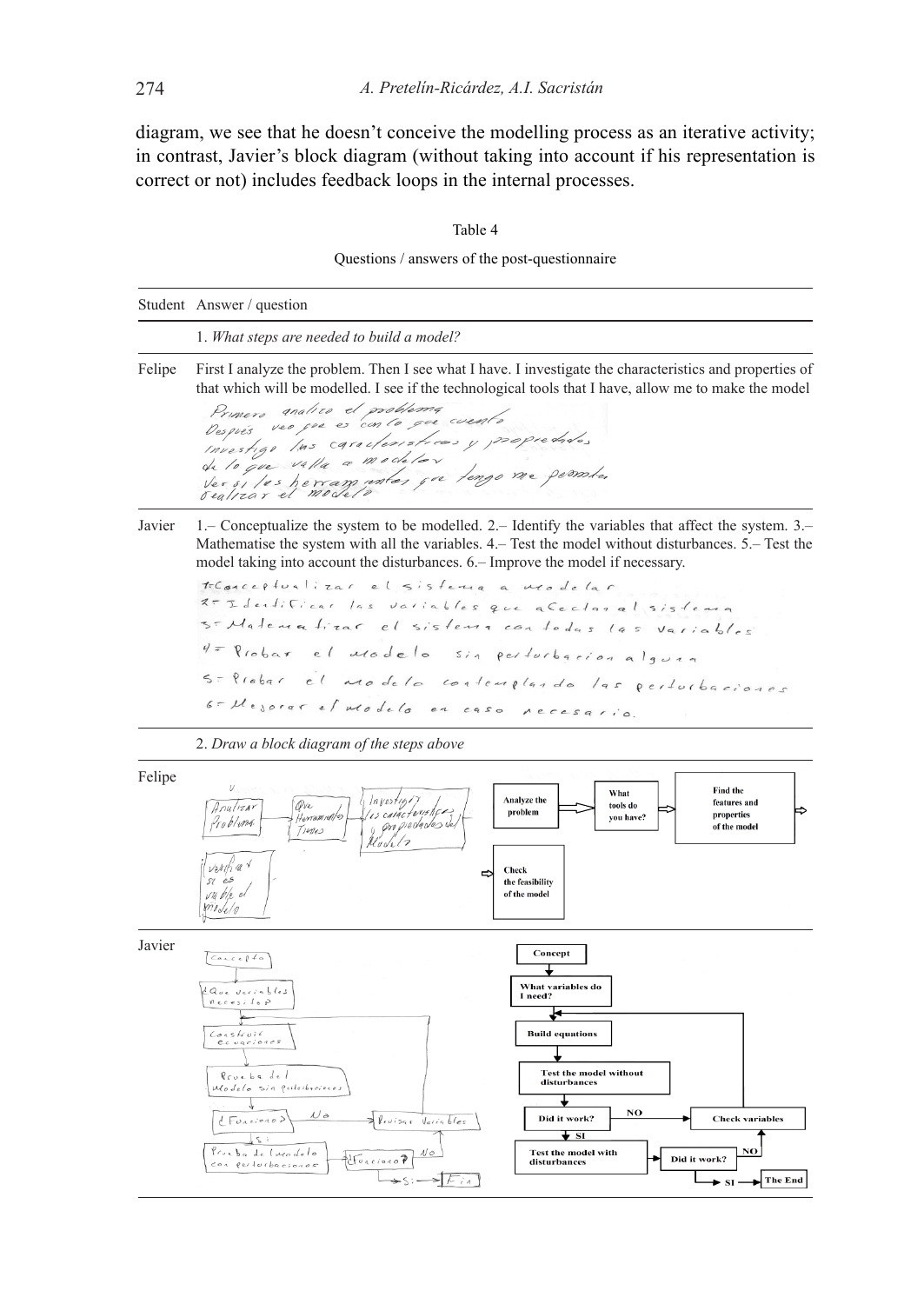diagram, we see that he doesn't conceive the modelling process as an iterative activity; in contrast, Javier's block diagram (without taking into account if his representation is correct or not) includes feedback loops in the internal processes.

Table 4

Questions / answers of the post-questionnaire

| Student | Answer / question |
|---|---|
| | 1. *What steps are needed to build a model?* |
| Felipe | First I analyze the problem. Then I see what I have. I investigate the characteristics and properties of that which will be modelled. I see if the technological tools that I have, allow me to make the model |
| Javier | 1.– Conceptualize the system to be modelled. 2.– Identify the variables that affect the system. 3.– Mathematise the system with all the variables. 4.– Test the model without disturbances. 5.– Test the model taking into account the disturbances. 6.– Improve the model if necessary. |
| | 2. *Draw a block diagram of the steps above* |
| Felipe | Analyze the problem → What tools do you have? → Find the features and properties of the model → Check the feasibility of the model |
| Javier | Concept → What variables do I need? → Build equations → Test the model without disturbances → Did it work? (NO → Check variables → Build equations; SI →) Test the model with disturbances → Did it work? (NO → Check variables; SI → The End) |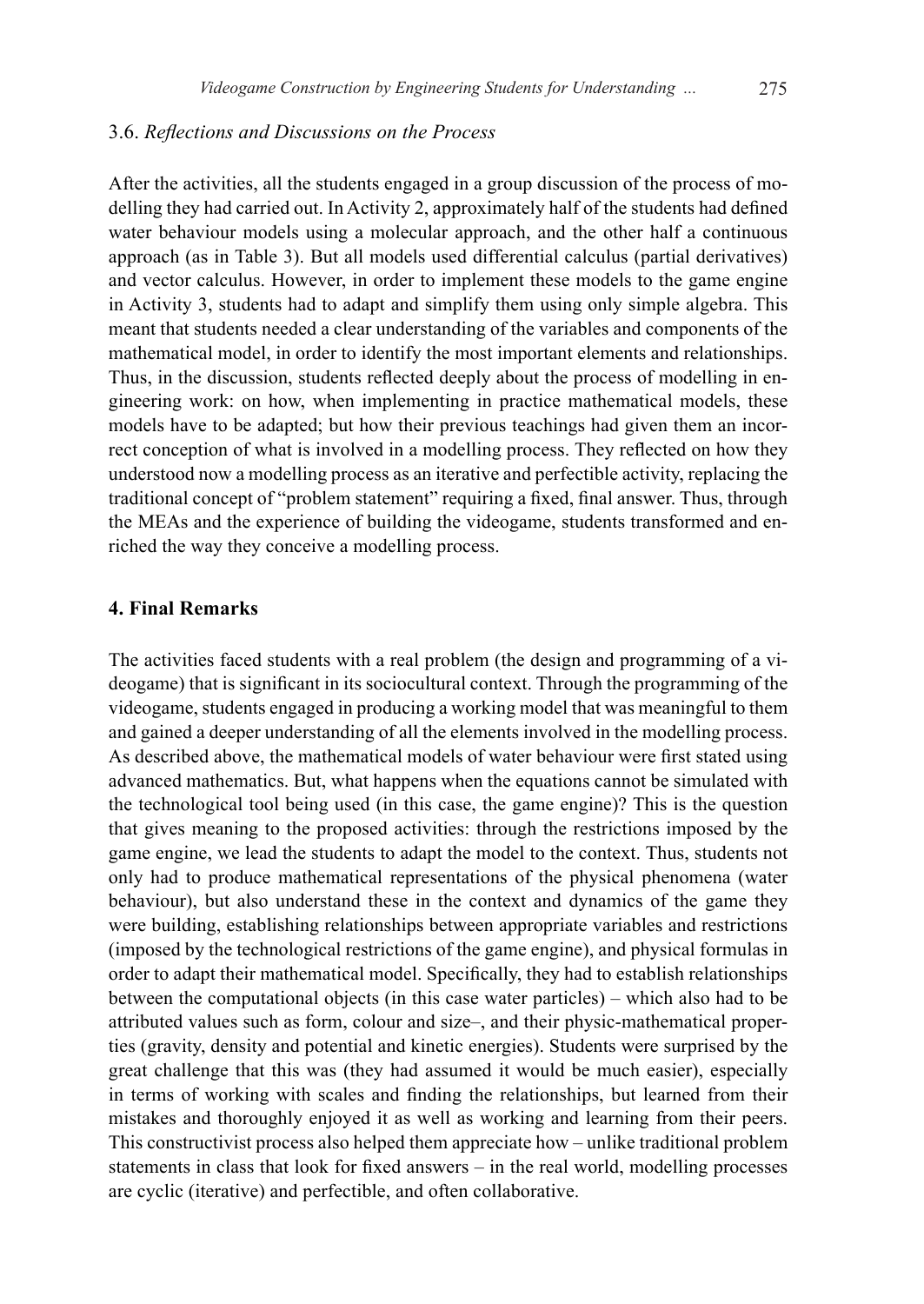### 3.6. *Reflections and Discussions on the Process*

After the activities, all the students engaged in a group discussion of the process of modelling they had carried out. In Activity 2, approximately half of the students had defined water behaviour models using a molecular approach, and the other half a continuous approach (as in Table 3). But all models used differential calculus (partial derivatives) and vector calculus. However, in order to implement these models to the game engine in Activity 3, students had to adapt and simplify them using only simple algebra. This meant that students needed a clear understanding of the variables and components of the mathematical model, in order to identify the most important elements and relationships. Thus, in the discussion, students reflected deeply about the process of modelling in engineering work: on how, when implementing in practice mathematical models, these models have to be adapted; but how their previous teachings had given them an incorrect conception of what is involved in a modelling process. They reflected on how they understood now a modelling process as an iterative and perfectible activity, replacing the traditional concept of "problem statement" requiring a fixed, final answer. Thus, through the MEAs and the experience of building the videogame, students transformed and enriched the way they conceive a modelling process.

## 4. Final Remarks

The activities faced students with a real problem (the design and programming of a videogame) that is significant in its sociocultural context. Through the programming of the videogame, students engaged in producing a working model that was meaningful to them and gained a deeper understanding of all the elements involved in the modelling process. As described above, the mathematical models of water behaviour were first stated using advanced mathematics. But, what happens when the equations cannot be simulated with the technological tool being used (in this case, the game engine)? This is the question that gives meaning to the proposed activities: through the restrictions imposed by the game engine, we lead the students to adapt the model to the context. Thus, students not only had to produce mathematical representations of the physical phenomena (water behaviour), but also understand these in the context and dynamics of the game they were building, establishing relationships between appropriate variables and restrictions (imposed by the technological restrictions of the game engine), and physical formulas in order to adapt their mathematical model. Specifically, they had to establish relationships between the computational objects (in this case water particles) – which also had to be attributed values such as form, colour and size–, and their physic-mathematical properties (gravity, density and potential and kinetic energies). Students were surprised by the great challenge that this was (they had assumed it would be much easier), especially in terms of working with scales and finding the relationships, but learned from their mistakes and thoroughly enjoyed it as well as working and learning from their peers. This constructivist process also helped them appreciate how – unlike traditional problem statements in class that look for fixed answers – in the real world, modelling processes are cyclic (iterative) and perfectible, and often collaborative.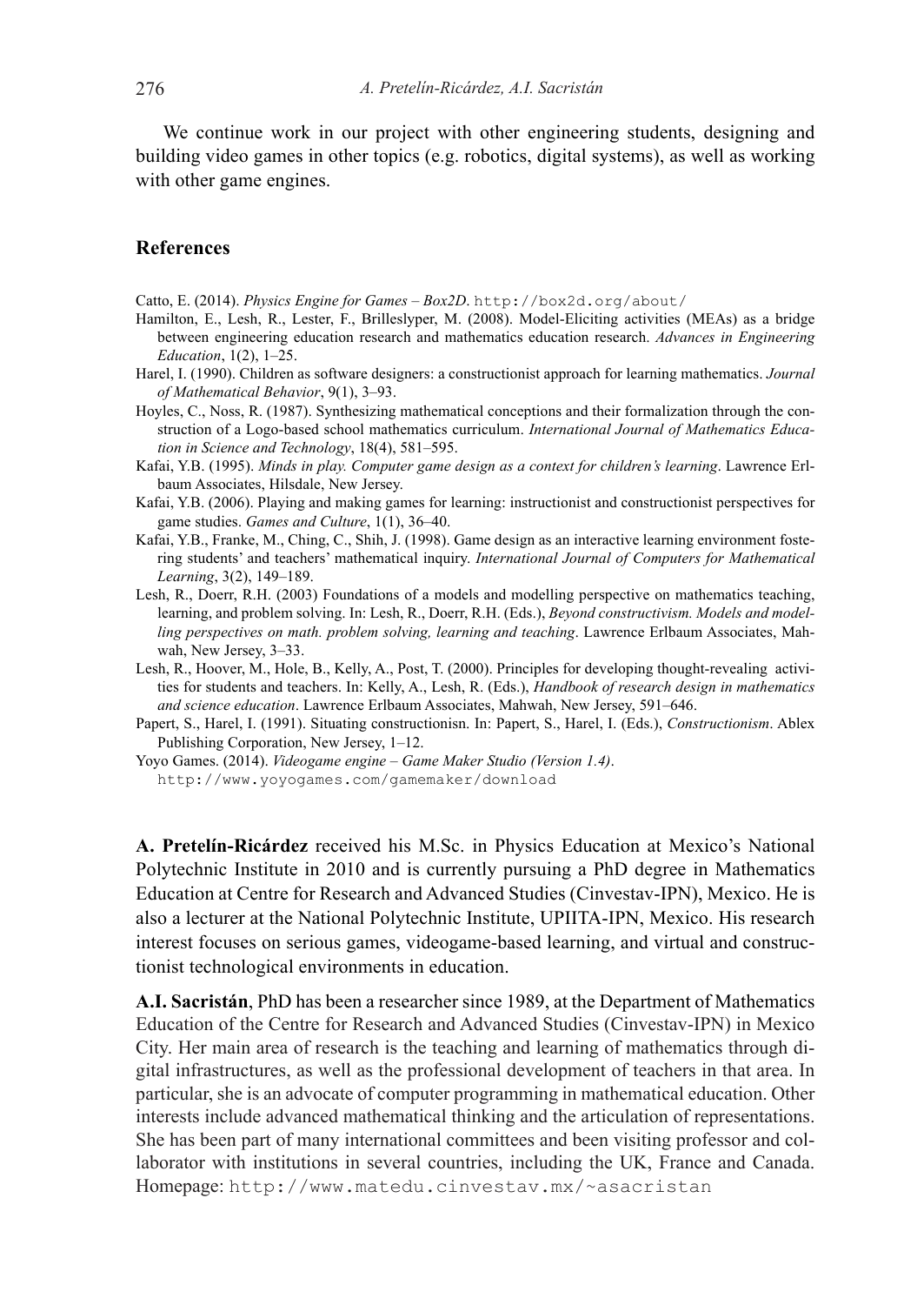We continue work in our project with other engineering students, designing and building video games in other topics (e.g. robotics, digital systems), as well as working with other game engines.

## References

Catto, E. (2014). *Physics Engine for Games – Box2D*. http://box2d.org/about/

Hamilton, E., Lesh, R., Lester, F., Brilleslyper, M. (2008). Model-Eliciting activities (MEAs) as a bridge between engineering education research and mathematics education research. *Advances in Engineering Education*, 1(2), 1–25.

Harel, I. (1990). Children as software designers: a constructionist approach for learning mathematics. *Journal of Mathematical Behavior*, 9(1), 3–93.

Hoyles, C., Noss, R. (1987). Synthesizing mathematical conceptions and their formalization through the construction of a Logo-based school mathematics curriculum. *International Journal of Mathematics Education in Science and Technology*, 18(4), 581–595.

Kafai, Y.B. (1995). *Minds in play. Computer game design as a context for children's learning*. Lawrence Erlbaum Associates, Hilsdale, New Jersey.

Kafai, Y.B. (2006). Playing and making games for learning: instructionist and constructionist perspectives for game studies. *Games and Culture*, 1(1), 36–40.

Kafai, Y.B., Franke, M., Ching, C., Shih, J. (1998). Game design as an interactive learning environment fostering students' and teachers' mathematical inquiry. *International Journal of Computers for Mathematical Learning*, 3(2), 149–189.

Lesh, R., Doerr, R.H. (2003) Foundations of a models and modelling perspective on mathematics teaching, learning, and problem solving. In: Lesh, R., Doerr, R.H. (Eds.), *Beyond constructivism. Models and modelling perspectives on math. problem solving, learning and teaching*. Lawrence Erlbaum Associates, Mahwah, New Jersey, 3–33.

Lesh, R., Hoover, M., Hole, B., Kelly, A., Post, T. (2000). Principles for developing thought-revealing activities for students and teachers. In: Kelly, A., Lesh, R. (Eds.), *Handbook of research design in mathematics and science education*. Lawrence Erlbaum Associates, Mahwah, New Jersey, 591–646.

Papert, S., Harel, I. (1991). Situating constructionisn. In: Papert, S., Harel, I. (Eds.), *Constructionism*. Ablex Publishing Corporation, New Jersey, 1–12.

Yoyo Games. (2014). *Videogame engine – Game Maker Studio (Version 1.4)*. http://www.yoyogames.com/gamemaker/download

**A. Pretelín-Ricárdez** received his M.Sc. in Physics Education at Mexico's National Polytechnic Institute in 2010 and is currently pursuing a PhD degree in Mathematics Education at Centre for Research and Advanced Studies (Cinvestav-IPN), Mexico. He is also a lecturer at the National Polytechnic Institute, UPIITA-IPN, Mexico. His research interest focuses on serious games, videogame-based learning, and virtual and constructionist technological environments in education.

**A.I. Sacristán**, PhD has been a researcher since 1989, at the Department of Mathematics Education of the Centre for Research and Advanced Studies (Cinvestav-IPN) in Mexico City. Her main area of research is the teaching and learning of mathematics through digital infrastructures, as well as the professional development of teachers in that area. In particular, she is an advocate of computer programming in mathematical education. Other interests include advanced mathematical thinking and the articulation of representations. She has been part of many international committees and been visiting professor and collaborator with institutions in several countries, including the UK, France and Canada. Homepage: http://www.matedu.cinvestav.mx/~asacristan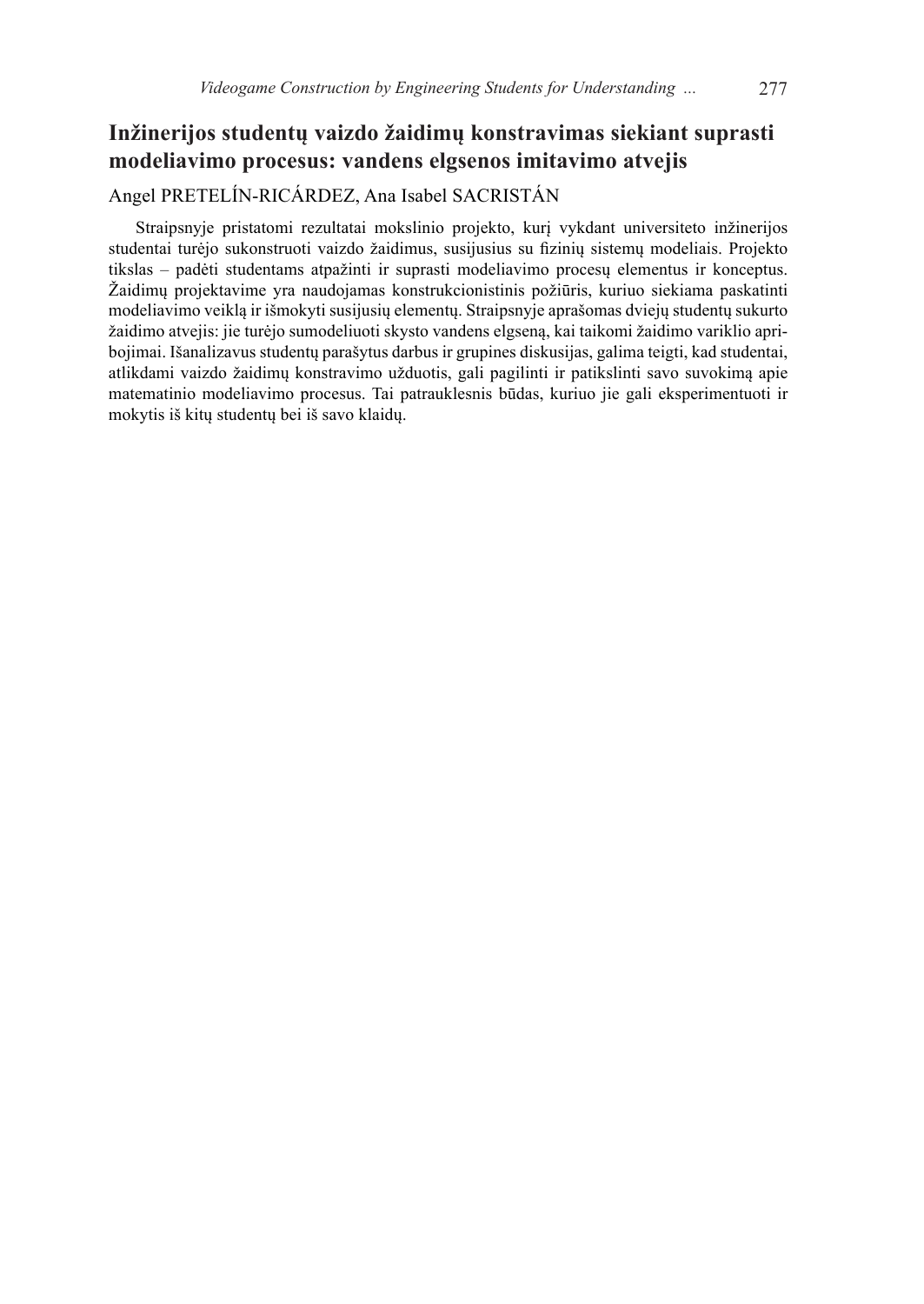## Inžinerijos studentų vaizdo žaidimų konstravimas siekiant suprasti modeliavimo procesus: vandens elgsenos imitavimo atvejis

Angel PRETELÍN-RICÁRDEZ, Ana Isabel SACRISTÁN

Straipsnyje pristatomi rezultatai mokslinio projekto, kurį vykdant universiteto inžinerijos studentai turėjo sukonstruoti vaizdo žaidimus, susijusius su fizinių sistemų modeliais. Projekto tikslas – padėti studentams atpažinti ir suprasti modeliavimo procesų elementus ir konceptus. Žaidimų projektavime yra naudojamas konstrukcionistinis požiūris, kuriuo siekiama paskatinti modeliavimo veiklą ir išmokyti susijusių elementų. Straipsnyje aprašomas dviejų studentų sukurto žaidimo atvejis: jie turėjo sumodeliuoti skysto vandens elgseną, kai taikomi žaidimo variklio apribojimai. Išanalizavus studentų parašytus darbus ir grupines diskusijas, galima teigti, kad studentai, atlikdami vaizdo žaidimų konstravimo užduotis, gali pagilinti ir patikslinti savo suvokimą apie matematinio modeliavimo procesus. Tai patrauklesnis būdas, kuriuo jie gali eksperimentuoti ir mokytis iš kitų studentų bei iš savo klaidų.